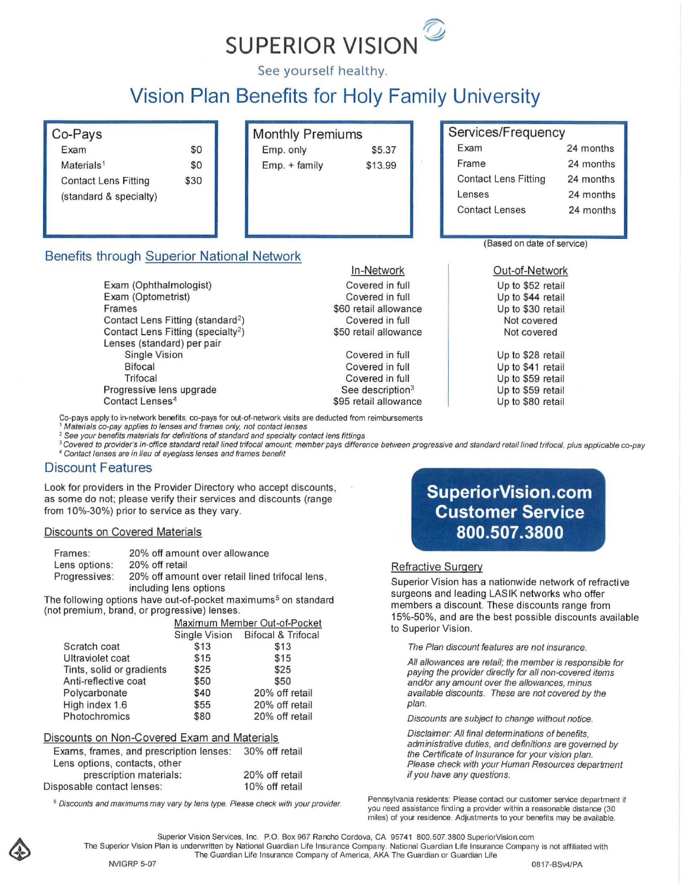# SUPERIOR VISION

See yourself healthy.

## Vision Plan Benefits for Holy Family University

| Co-Pays | |
|---|---|
| Exam | $0 |
| Materials[1] | $0 |
| Contact Lens Fitting (standard & specialty) | $30 |

| Monthly Premiums | |
|---|---|
| Emp. only | $5.37 |
| Emp. + family | $13.99 |

| Services/Frequency | |
|---|---|
| Exam | 24 months |
| Frame | 24 months |
| Contact Lens Fitting | 24 months |
| Lenses | 24 months |
| Contact Lenses | 24 months |

(Based on date of service)

### Benefits through Superior National Network

| | In-Network | Out-of-Network |
|---|---|---|
| Exam (Ophthalmologist) | Covered in full | Up to $52 retail |
| Exam (Optometrist) | Covered in full | Up to $44 retail |
| Frames | $60 retail allowance | Up to $30 retail |
| Contact Lens Fitting (standard[2]) | Covered in full | Not covered |
| Contact Lens Fitting (specialty[2]) | $50 retail allowance | Not covered |
| Lenses (standard) per pair | | |
| Single Vision | Covered in full | Up to $28 retail |
| Bifocal | Covered in full | Up to $41 retail |
| Trifocal | Covered in full | Up to $59 retail |
| Progressive lens upgrade | See description[3] | Up to $59 retail |
| Contact Lenses[4] | $95 retail allowance | Up to $80 retail |

Co-pays apply to in-network benefits; co-pays for out-of-network visits are deducted from reimbursements

[1] *Materials co-pay applies to lenses and frames only, not contact lenses*

[2] *See your benefits materials for definitions of standard and specialty contact lens fittings*

[3] *Covered to provider's in-office standard retail lined trifocal amount; member pays difference between progressive and standard retail lined trifocal, plus applicable co-pay*

[4] *Contact lenses are in lieu of eyeglass lenses and frames benefit*

### Discount Features

Look for providers in the Provider Directory who accept discounts, as some do not; please verify their services and discounts (range from 10%-30%) prior to service as they vary.

#### Discounts on Covered Materials

| | |
|---|---|
| Frames: | 20% off amount over allowance |
| Lens options: | 20% off retail |
| Progressives: | 20% off amount over retail lined trifocal lens, including lens options |

The following options have out-of-pocket maximums[5] on standard (not premium, brand, or progressive) lenses.

| | Maximum Member Out-of-Pocket | |
|---|---|---|
| | Single Vision | Bifocal & Trifocal |
| Scratch coat | $13 | $13 |
| Ultraviolet coat | $15 | $15 |
| Tints, solid or gradients | $25 | $25 |
| Anti-reflective coat | $50 | $50 |
| Polycarbonate | $40 | 20% off retail |
| High index 1.6 | $55 | 20% off retail |
| Photochromics | $80 | 20% off retail |

#### Discounts on Non-Covered Exam and Materials

| | |
|---|---|
| Exams, frames, and prescription lenses: | 30% off retail |
| Lens options, contacts, other prescription materials: | 20% off retail |
| Disposable contact lenses: | 10% off retail |

[5] *Discounts and maximums may vary by lens type. Please check with your provider.*

**SuperiorVision.com**
**Customer Service**
**800.507.3800**

#### Refractive Surgery

Superior Vision has a nationwide network of refractive surgeons and leading LASIK networks who offer members a discount. These discounts range from 15%-50%, and are the best possible discounts available to Superior Vision.

*The Plan discount features are not insurance.*

*All allowances are retail; the member is responsible for paying the provider directly for all non-covered items and/or any amount over the allowances, minus available discounts. These are not covered by the plan.*

*Discounts are subject to change without notice.*

*Disclaimer: All final determinations of benefits, administrative duties, and definitions are governed by the Certificate of Insurance for your vision plan. Please check with your Human Resources department if you have any questions.*

Pennsylvania residents: Please contact our customer service department if you need assistance finding a provider within a reasonable distance (30 miles) of your residence. Adjustments to your benefits may be available.

Superior Vision Services, Inc. P.O. Box 967 Rancho Cordova, CA 95741 800.507.3800 SuperiorVision.com
The Superior Vision Plan is underwritten by National Guardian Life Insurance Company. National Guardian Life Insurance Company is not affiliated with The Guardian Life Insurance Company of America, AKA The Guardian or Guardian Life

NVIGRP 5-07 0817-BSv4/PA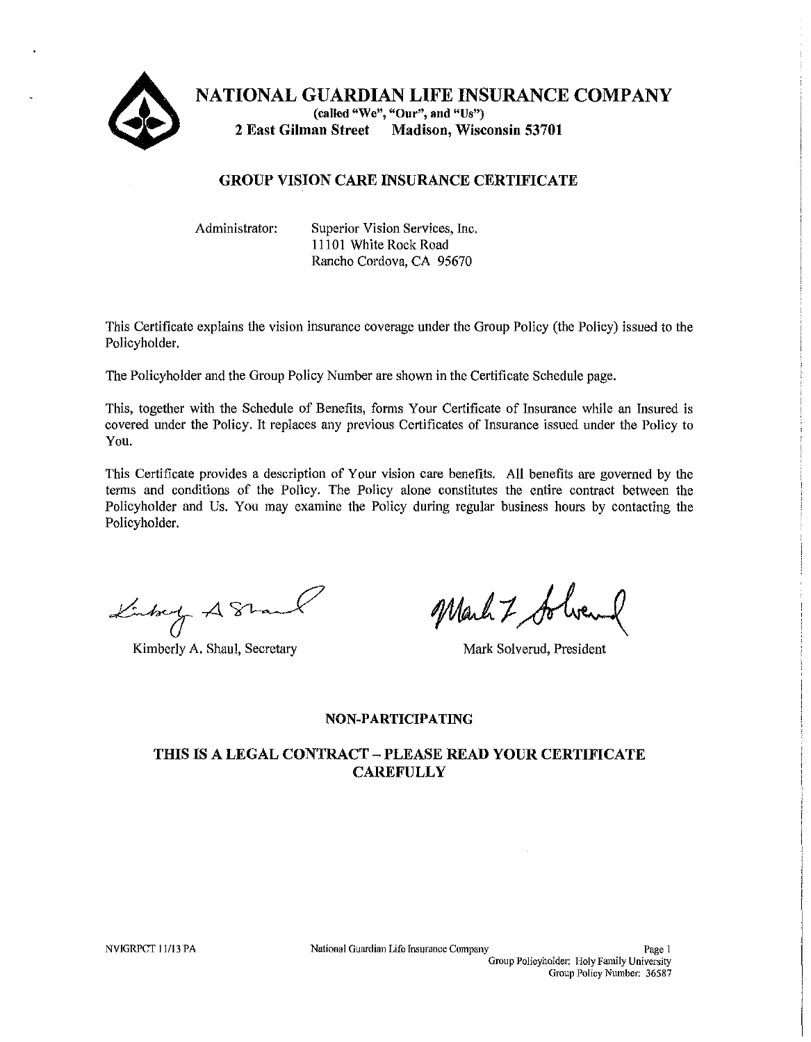# NATIONAL GUARDIAN LIFE INSURANCE COMPANY

(called "We", "Our", and "Us")
2 East Gilman Street  Madison, Wisconsin 53701

## GROUP VISION CARE INSURANCE CERTIFICATE

Administrator: Superior Vision Services, Inc.
11101 White Rock Road
Rancho Cordova, CA 95670

This Certificate explains the vision insurance coverage under the Group Policy (the Policy) issued to the Policyholder.

The Policyholder and the Group Policy Number are shown in the Certificate Schedule page.

This, together with the Schedule of Benefits, forms Your Certificate of Insurance while an Insured is covered under the Policy. It replaces any previous Certificates of Insurance issued under the Policy to You.

This Certificate provides a description of Your vision care benefits. All benefits are governed by the terms and conditions of the Policy. The Policy alone constitutes the entire contract between the Policyholder and Us. You may examine the Policy during regular business hours by contacting the Policyholder.

Kimberly A. Shaul, Secretary

Mark Solverud, President

**NON-PARTICIPATING**

**THIS IS A LEGAL CONTRACT – PLEASE READ YOUR CERTIFICATE CAREFULLY**

NVIGRPCT 11/13 PA

Group Policyholder: Holy Family University
Group Policy Number: 36587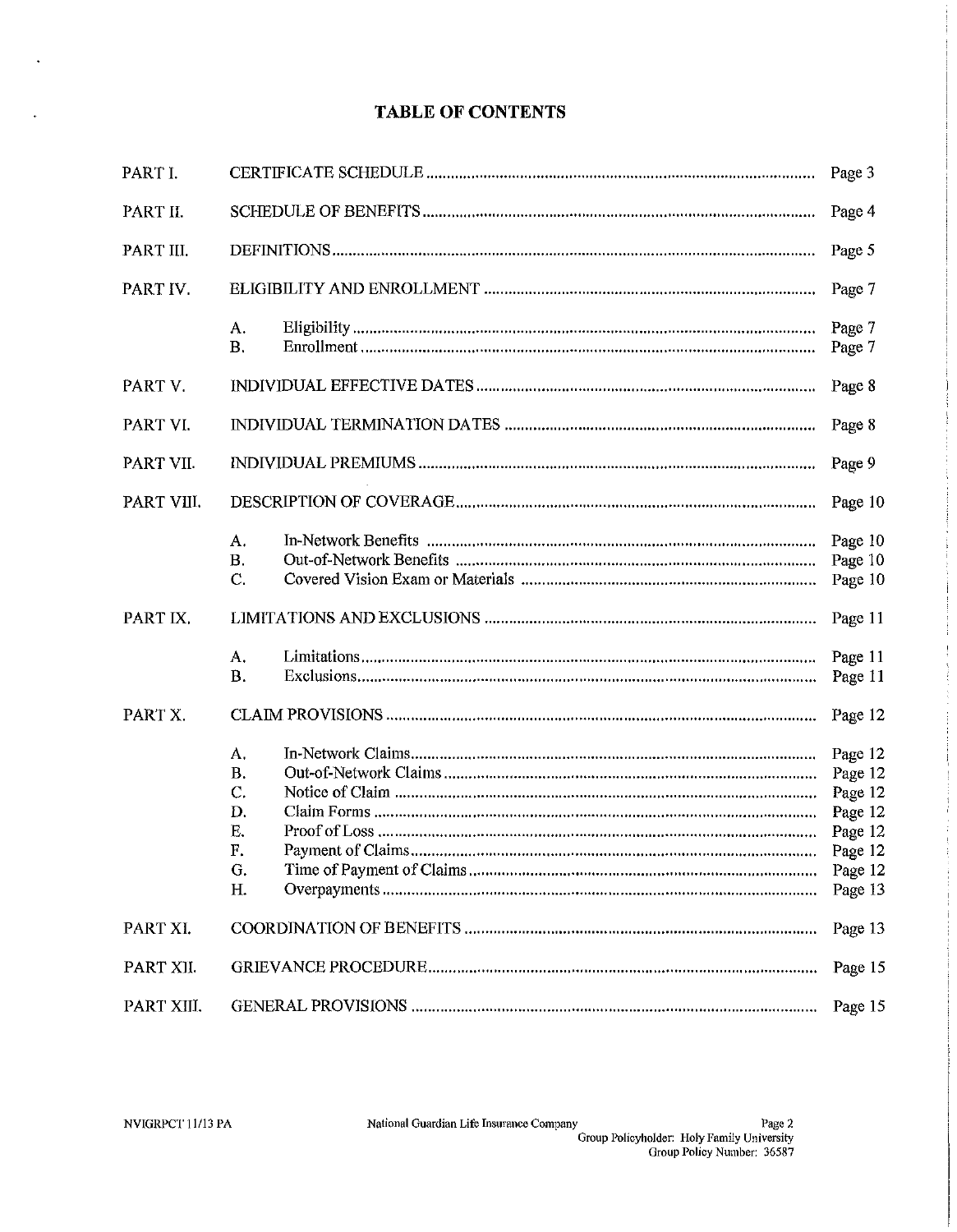# TABLE OF CONTENTS

| | | |
|---|---|---|
| PART I. | CERTIFICATE SCHEDULE | Page 3 |
| PART II. | SCHEDULE OF BENEFITS | Page 4 |
| PART III. | DEFINITIONS | Page 5 |
| PART IV. | ELIGIBILITY AND ENROLLMENT | Page 7 |
| | A. Eligibility | Page 7 |
| | B. Enrollment | Page 7 |
| PART V. | INDIVIDUAL EFFECTIVE DATES | Page 8 |
| PART VI. | INDIVIDUAL TERMINATION DATES | Page 8 |
| PART VII. | INDIVIDUAL PREMIUMS | Page 9 |
| PART VIII. | DESCRIPTION OF COVERAGE | Page 10 |
| | A. In-Network Benefits | Page 10 |
| | B. Out-of-Network Benefits | Page 10 |
| | C. Covered Vision Exam or Materials | Page 10 |
| PART IX. | LIMITATIONS AND EXCLUSIONS | Page 11 |
| | A. Limitations | Page 11 |
| | B. Exclusions | Page 11 |
| PART X. | CLAIM PROVISIONS | Page 12 |
| | A. In-Network Claims | Page 12 |
| | B. Out-of-Network Claims | Page 12 |
| | C. Notice of Claim | Page 12 |
| | D. Claim Forms | Page 12 |
| | E. Proof of Loss | Page 12 |
| | F. Payment of Claims | Page 12 |
| | G. Time of Payment of Claims | Page 12 |
| | H. Overpayments | Page 13 |
| PART XI. | COORDINATION OF BENEFITS | Page 13 |
| PART XII. | GRIEVANCE PROCEDURE | Page 15 |
| PART XIII. | GENERAL PROVISIONS | Page 15 |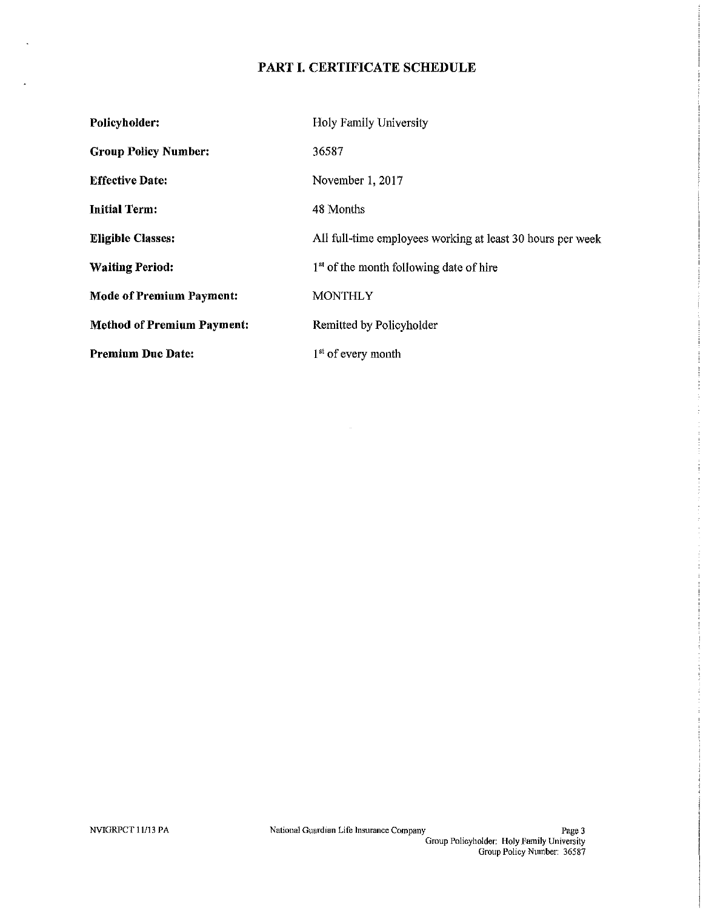# PART I. CERTIFICATE SCHEDULE

| | |
|---|---|
| **Policyholder:** | Holy Family University |
| **Group Policy Number:** | 36587 |
| **Effective Date:** | November 1, 2017 |
| **Initial Term:** | 48 Months |
| **Eligible Classes:** | All full-time employees working at least 30 hours per week |
| **Waiting Period:** | 1st of the month following date of hire |
| **Mode of Premium Payment:** | MONTHLY |
| **Method of Premium Payment:** | Remitted by Policyholder |
| **Premium Due Date:** | 1st of every month |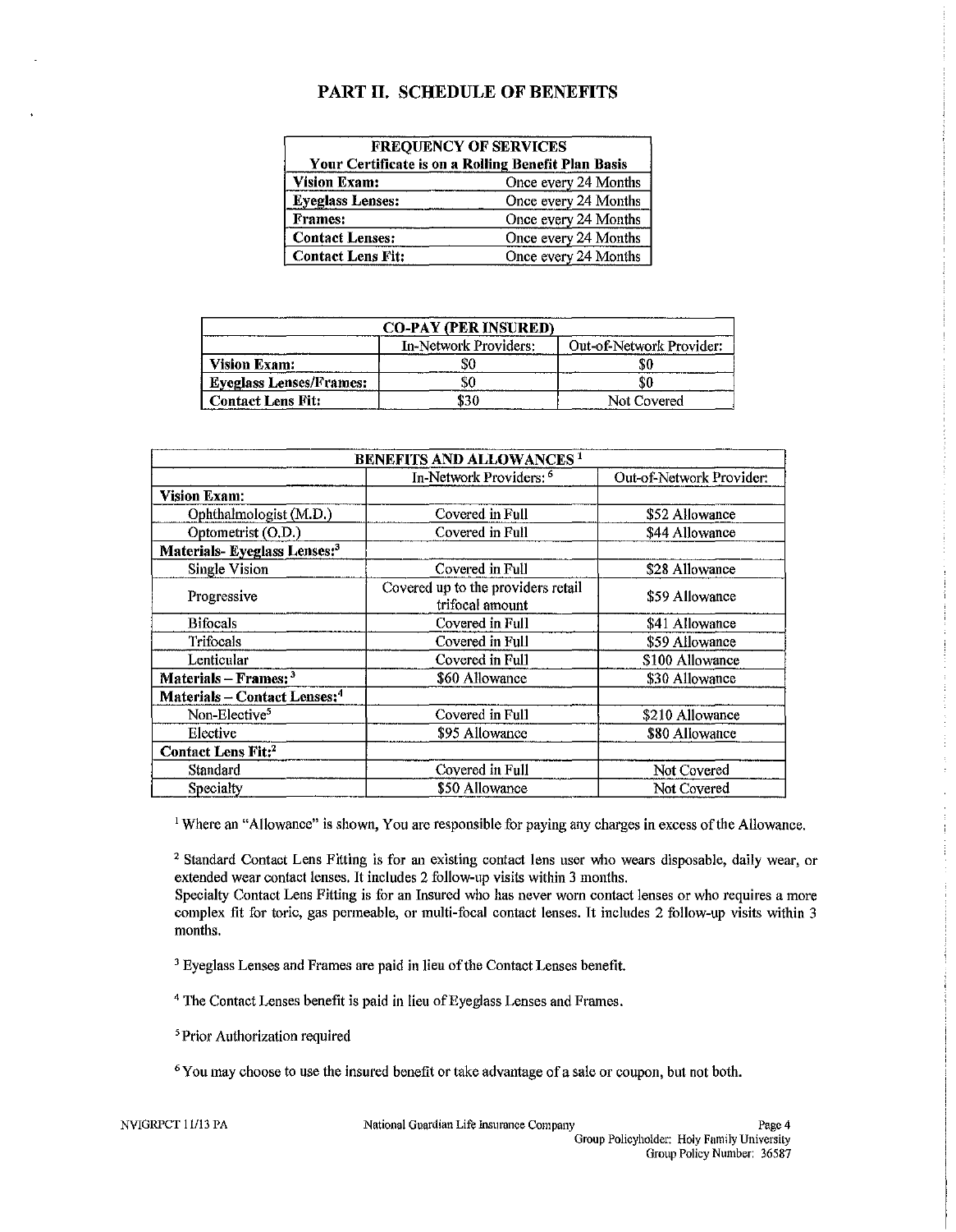## PART II. SCHEDULE OF BENEFITS

| FREQUENCY OF SERVICES<br>Your Certificate is on a Rolling Benefit Plan Basis | |
|---|---|
| **Vision Exam:** | Once every 24 Months |
| **Eyeglass Lenses:** | Once every 24 Months |
| **Frames:** | Once every 24 Months |
| **Contact Lenses:** | Once every 24 Months |
| **Contact Lens Fit:** | Once every 24 Months |

| CO-PAY (PER INSURED) | | |
|---|---|---|
| | In-Network Providers: | Out-of-Network Provider: |
| **Vision Exam:** | $0 | $0 |
| **Eyeglass Lenses/Frames:** | $0 | $0 |
| **Contact Lens Fit:** | $30 | Not Covered |

| BENEFITS AND ALLOWANCES [1] | | |
|---|---|---|
| | In-Network Providers: [6] | Out-of-Network Provider: |
| **Vision Exam:** | | |
| Ophthalmologist (M.D.) | Covered in Full | $52 Allowance |
| Optometrist (O.D.) | Covered in Full | $44 Allowance |
| **Materials- Eyeglass Lenses:[3]** | | |
| Single Vision | Covered in Full | $28 Allowance |
| Progressive | Covered up to the providers retail trifocal amount | $59 Allowance |
| Bifocals | Covered in Full | $41 Allowance |
| Trifocals | Covered in Full | $59 Allowance |
| Lenticular | Covered in Full | $100 Allowance |
| **Materials – Frames:[3]** | $60 Allowance | $30 Allowance |
| **Materials – Contact Lenses:[4]** | | |
| Non-Elective[5] | Covered in Full | $210 Allowance |
| Elective | $95 Allowance | $80 Allowance |
| **Contact Lens Fit:[2]** | | |
| Standard | Covered in Full | Not Covered |
| Specialty | $50 Allowance | Not Covered |

[1] Where an "Allowance" is shown, You are responsible for paying any charges in excess of the Allowance.

[2] Standard Contact Lens Fitting is for an existing contact lens user who wears disposable, daily wear, or extended wear contact lenses. It includes 2 follow-up visits within 3 months.
Specialty Contact Lens Fitting is for an Insured who has never worn contact lenses or who requires a more complex fit for toric, gas permeable, or multi-focal contact lenses. It includes 2 follow-up visits within 3 months.

[3] Eyeglass Lenses and Frames are paid in lieu of the Contact Lenses benefit.

[4] The Contact Lenses benefit is paid in lieu of Eyeglass Lenses and Frames.

[5] Prior Authorization required

[6] You may choose to use the insured benefit or take advantage of a sale or coupon, but not both.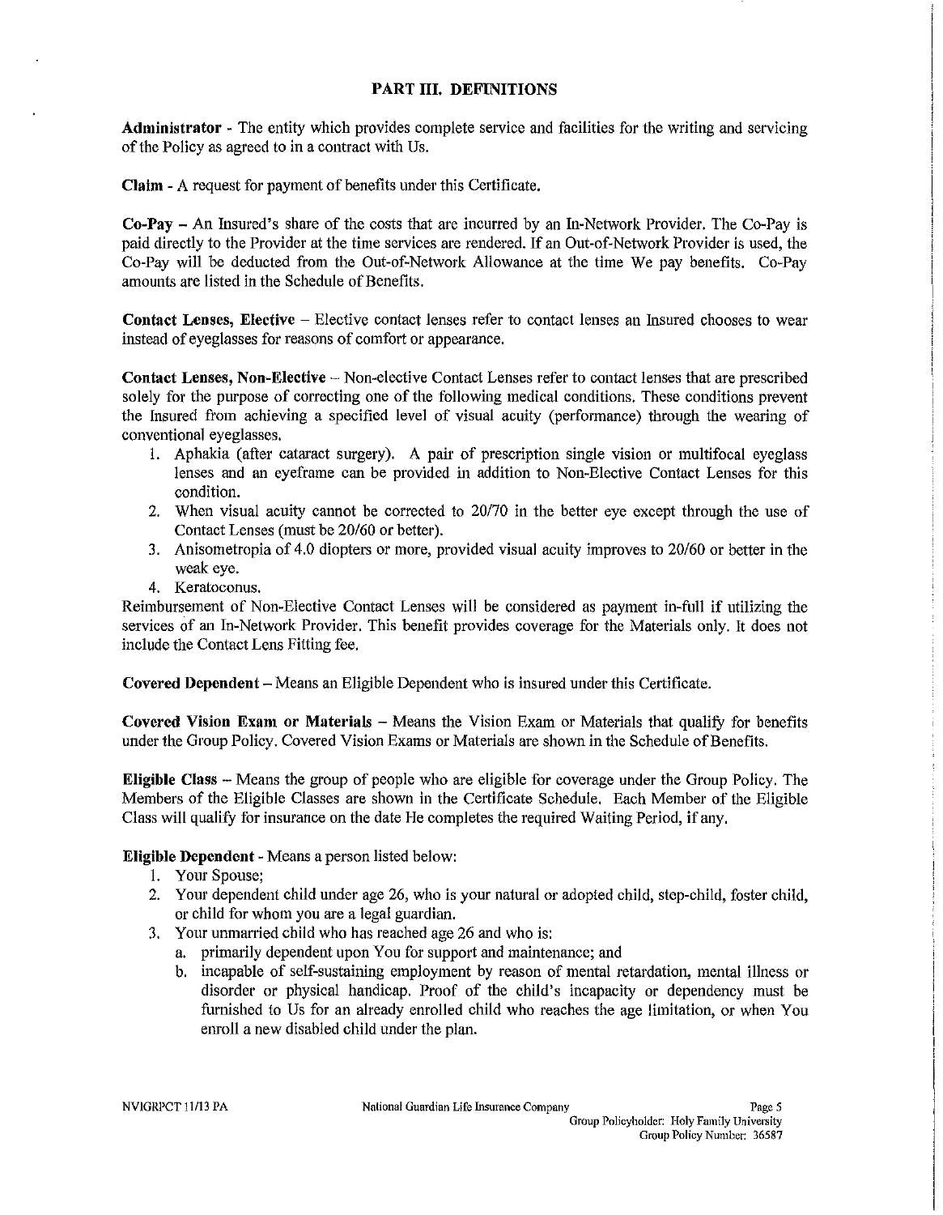## PART III. DEFINITIONS

**Administrator** - The entity which provides complete service and facilities for the writing and servicing of the Policy as agreed to in a contract with Us.

**Claim** - A request for payment of benefits under this Certificate.

**Co-Pay** – An Insured's share of the costs that are incurred by an In-Network Provider. The Co-Pay is paid directly to the Provider at the time services are rendered. If an Out-of-Network Provider is used, the Co-Pay will be deducted from the Out-of-Network Allowance at the time We pay benefits. Co-Pay amounts are listed in the Schedule of Benefits.

**Contact Lenses, Elective** – Elective contact lenses refer to contact lenses an Insured chooses to wear instead of eyeglasses for reasons of comfort or appearance.

**Contact Lenses, Non-Elective** – Non-elective Contact Lenses refer to contact lenses that are prescribed solely for the purpose of correcting one of the following medical conditions. These conditions prevent the Insured from achieving a specified level of visual acuity (performance) through the wearing of conventional eyeglasses.

1. Aphakia (after cataract surgery). A pair of prescription single vision or multifocal eyeglass lenses and an eyeframe can be provided in addition to Non-Elective Contact Lenses for this condition.
2. When visual acuity cannot be corrected to 20/70 in the better eye except through the use of Contact Lenses (must be 20/60 or better).
3. Anisometropia of 4.0 diopters or more, provided visual acuity improves to 20/60 or better in the weak eye.
4. Keratoconus.

Reimbursement of Non-Elective Contact Lenses will be considered as payment in-full if utilizing the services of an In-Network Provider. This benefit provides coverage for the Materials only. It does not include the Contact Lens Fitting fee.

**Covered Dependent** – Means an Eligible Dependent who is insured under this Certificate.

**Covered Vision Exam or Materials** – Means the Vision Exam or Materials that qualify for benefits under the Group Policy. Covered Vision Exams or Materials are shown in the Schedule of Benefits.

**Eligible Class** – Means the group of people who are eligible for coverage under the Group Policy. The Members of the Eligible Classes are shown in the Certificate Schedule. Each Member of the Eligible Class will qualify for insurance on the date He completes the required Waiting Period, if any.

**Eligible Dependent** - Means a person listed below:

1. Your Spouse;
2. Your dependent child under age 26, who is your natural or adopted child, step-child, foster child, or child for whom you are a legal guardian.
3. Your unmarried child who has reached age 26 and who is:
   a. primarily dependent upon You for support and maintenance; and
   b. incapable of self-sustaining employment by reason of mental retardation, mental illness or disorder or physical handicap. Proof of the child's incapacity or dependency must be furnished to Us for an already enrolled child who reaches the age limitation, or when You enroll a new disabled child under the plan.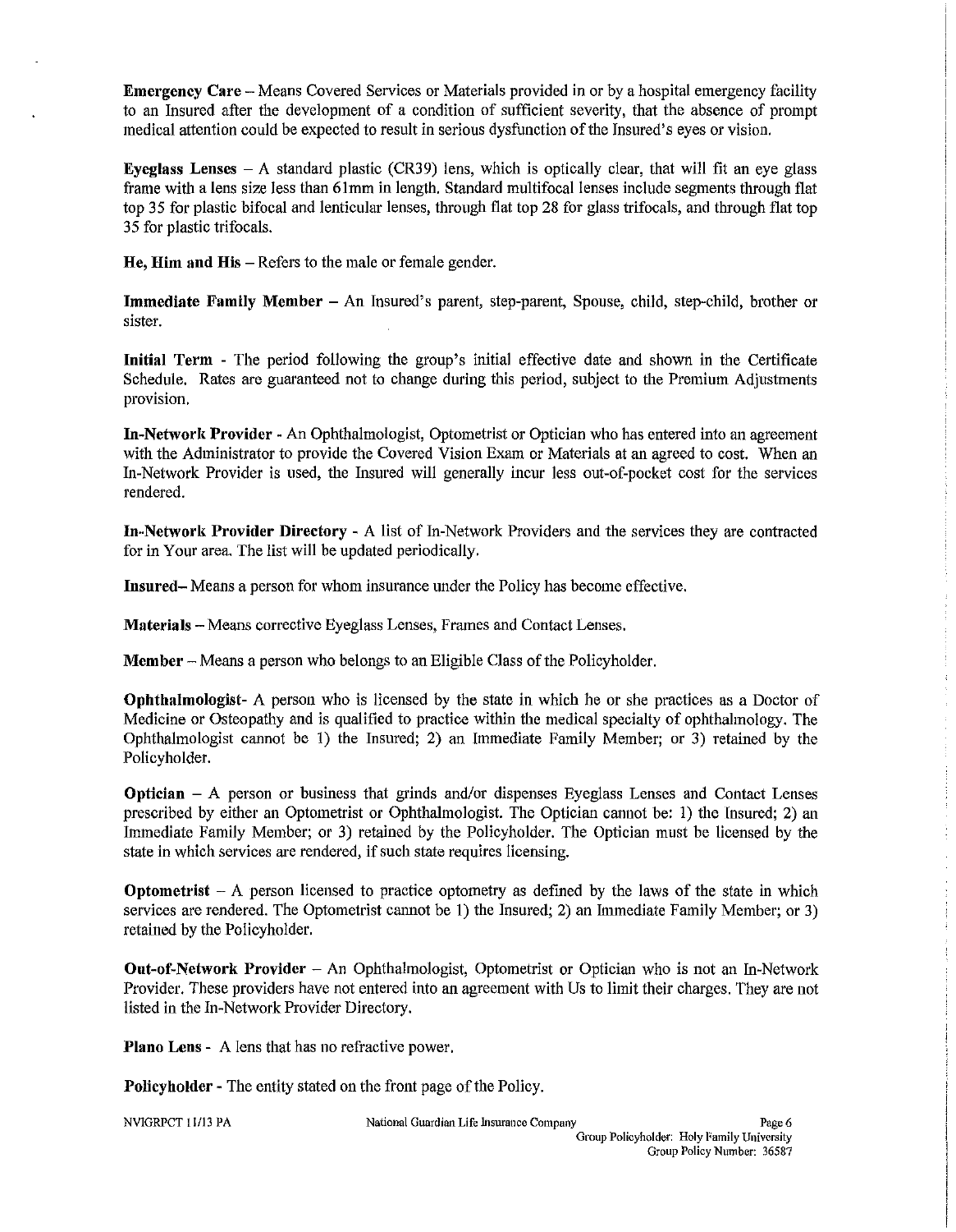**Emergency Care** – Means Covered Services or Materials provided in or by a hospital emergency facility to an Insured after the development of a condition of sufficient severity, that the absence of prompt medical attention could be expected to result in serious dysfunction of the Insured's eyes or vision.

**Eyeglass Lenses** – A standard plastic (CR39) lens, which is optically clear, that will fit an eye glass frame with a lens size less than 61mm in length. Standard multifocal lenses include segments through flat top 35 for plastic bifocal and lenticular lenses, through flat top 28 for glass trifocals, and through flat top 35 for plastic trifocals.

**He, Him and His** – Refers to the male or female gender.

**Immediate Family Member** – An Insured's parent, step-parent, Spouse, child, step-child, brother or sister.

**Initial Term** - The period following the group's initial effective date and shown in the Certificate Schedule. Rates are guaranteed not to change during this period, subject to the Premium Adjustments provision.

**In-Network Provider** - An Ophthalmologist, Optometrist or Optician who has entered into an agreement with the Administrator to provide the Covered Vision Exam or Materials at an agreed to cost. When an In-Network Provider is used, the Insured will generally incur less out-of-pocket cost for the services rendered.

**In-Network Provider Directory** - A list of In-Network Providers and the services they are contracted for in Your area. The list will be updated periodically.

**Insured**– Means a person for whom insurance under the Policy has become effective.

**Materials** – Means corrective Eyeglass Lenses, Frames and Contact Lenses.

**Member** – Means a person who belongs to an Eligible Class of the Policyholder.

**Ophthalmologist**- A person who is licensed by the state in which he or she practices as a Doctor of Medicine or Osteopathy and is qualified to practice within the medical specialty of ophthalmology. The Ophthalmologist cannot be 1) the Insured; 2) an Immediate Family Member; or 3) retained by the Policyholder.

**Optician** – A person or business that grinds and/or dispenses Eyeglass Lenses and Contact Lenses prescribed by either an Optometrist or Ophthalmologist. The Optician cannot be: 1) the Insured; 2) an Immediate Family Member; or 3) retained by the Policyholder. The Optician must be licensed by the state in which services are rendered, if such state requires licensing.

**Optometrist** – A person licensed to practice optometry as defined by the laws of the state in which services are rendered. The Optometrist cannot be 1) the Insured; 2) an Immediate Family Member; or 3) retained by the Policyholder.

**Out-of-Network Provider** – An Ophthalmologist, Optometrist or Optician who is not an In-Network Provider. These providers have not entered into an agreement with Us to limit their charges. They are not listed in the In-Network Provider Directory.

**Plano Lens** - A lens that has no refractive power.

**Policyholder** - The entity stated on the front page of the Policy.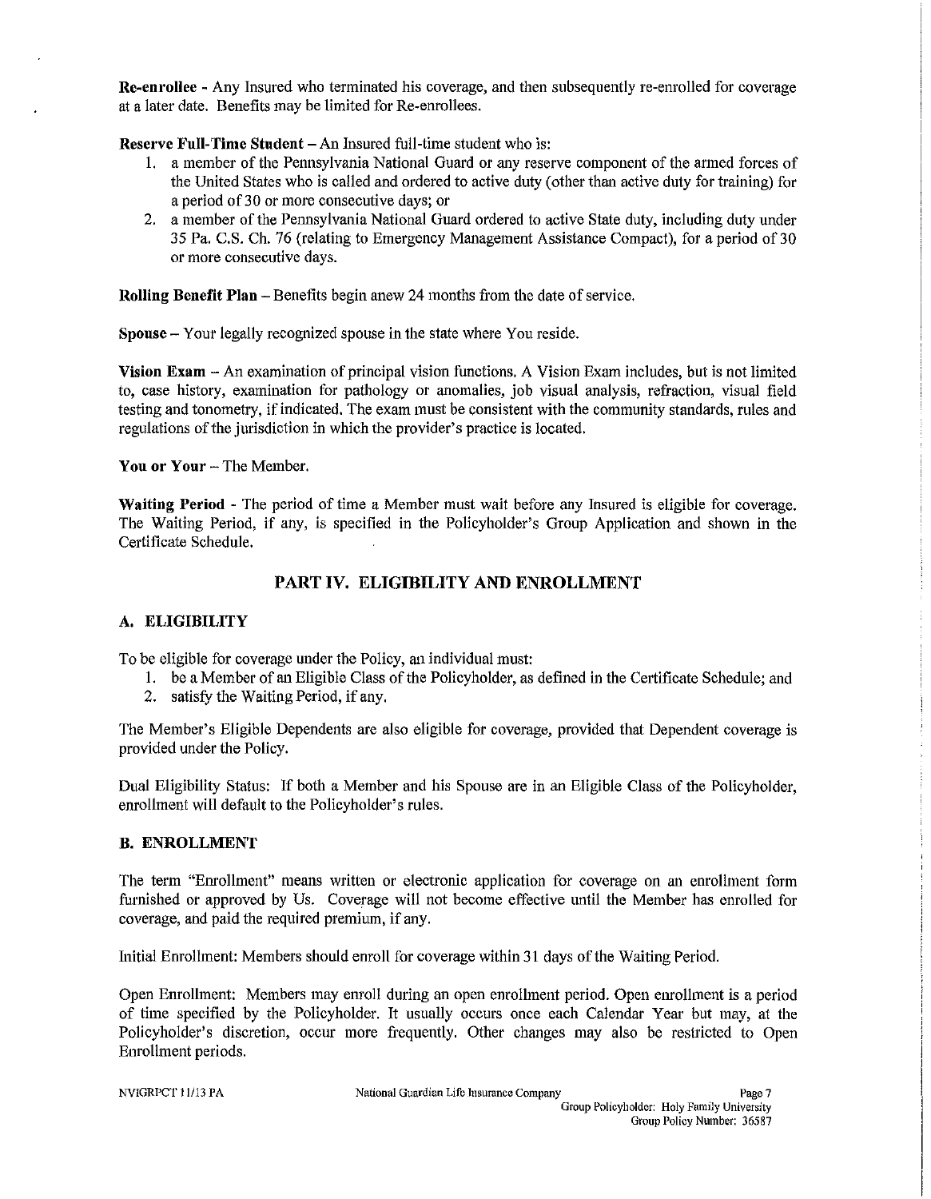**Re-enrollee** - Any Insured who terminated his coverage, and then subsequently re-enrolled for coverage at a later date. Benefits may be limited for Re-enrollees.

**Reserve Full-Time Student** – An Insured full-time student who is:

1. a member of the Pennsylvania National Guard or any reserve component of the armed forces of the United States who is called and ordered to active duty (other than active duty for training) for a period of 30 or more consecutive days; or
2. a member of the Pennsylvania National Guard ordered to active State duty, including duty under 35 Pa. C.S. Ch. 76 (relating to Emergency Management Assistance Compact), for a period of 30 or more consecutive days.

**Rolling Benefit Plan** – Benefits begin anew 24 months from the date of service.

**Spouse** – Your legally recognized spouse in the state where You reside.

**Vision Exam** – An examination of principal vision functions. A Vision Exam includes, but is not limited to, case history, examination for pathology or anomalies, job visual analysis, refraction, visual field testing and tonometry, if indicated. The exam must be consistent with the community standards, rules and regulations of the jurisdiction in which the provider's practice is located.

**You or Your** – The Member.

**Waiting Period** - The period of time a Member must wait before any Insured is eligible for coverage. The Waiting Period, if any, is specified in the Policyholder's Group Application and shown in the Certificate Schedule.

## PART IV. ELIGIBILITY AND ENROLLMENT

### A. ELIGIBILITY

To be eligible for coverage under the Policy, an individual must:

1. be a Member of an Eligible Class of the Policyholder, as defined in the Certificate Schedule; and
2. satisfy the Waiting Period, if any.

The Member's Eligible Dependents are also eligible for coverage, provided that Dependent coverage is provided under the Policy.

Dual Eligibility Status: If both a Member and his Spouse are in an Eligible Class of the Policyholder, enrollment will default to the Policyholder's rules.

### B. ENROLLMENT

The term "Enrollment" means written or electronic application for coverage on an enrollment form furnished or approved by Us. Coverage will not become effective until the Member has enrolled for coverage, and paid the required premium, if any.

Initial Enrollment: Members should enroll for coverage within 31 days of the Waiting Period.

Open Enrollment: Members may enroll during an open enrollment period. Open enrollment is a period of time specified by the Policyholder. It usually occurs once each Calendar Year but may, at the Policyholder's discretion, occur more frequently. Other changes may also be restricted to Open Enrollment periods.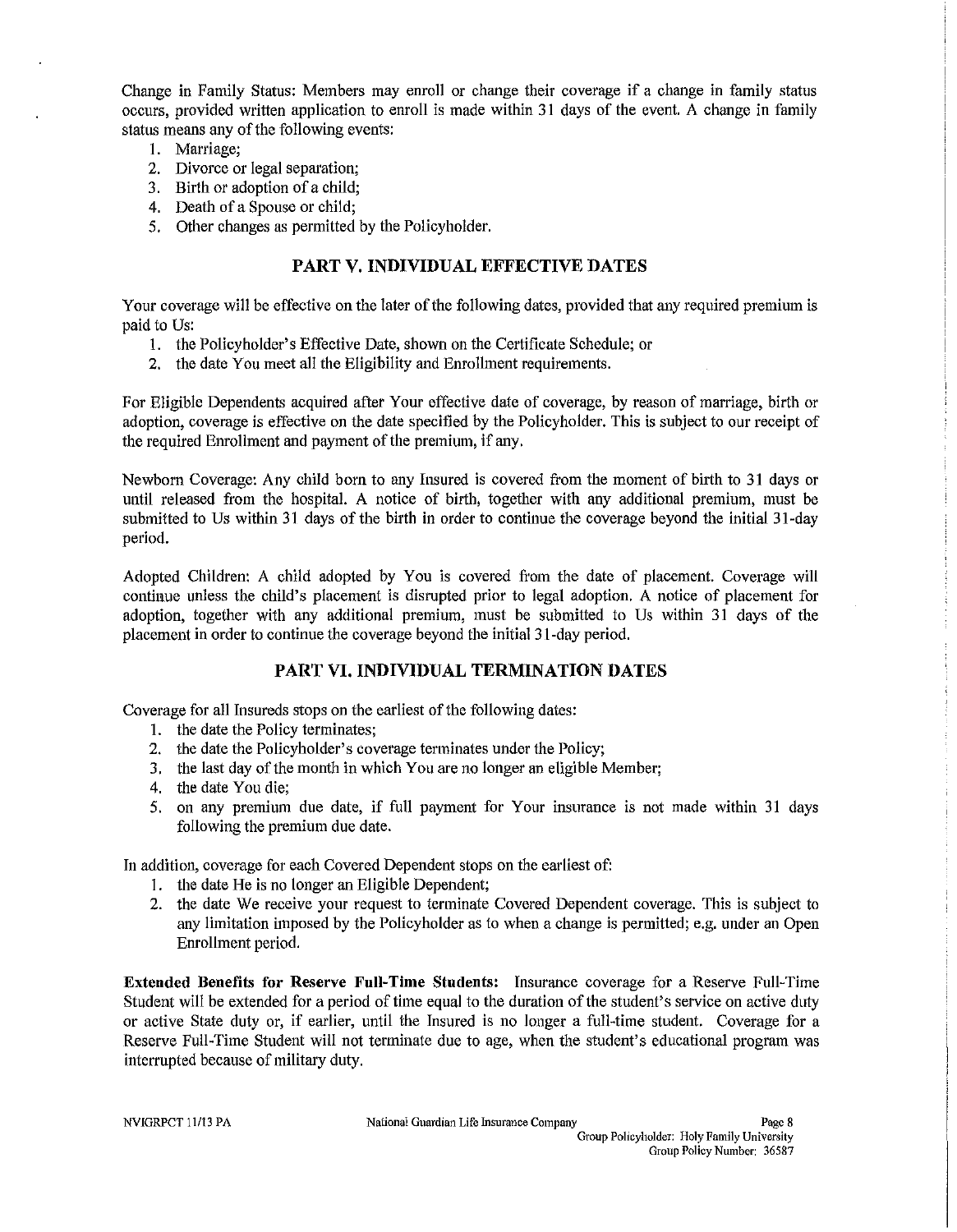Change in Family Status: Members may enroll or change their coverage if a change in family status occurs, provided written application to enroll is made within 31 days of the event. A change in family status means any of the following events:

1. Marriage;
2. Divorce or legal separation;
3. Birth or adoption of a child;
4. Death of a Spouse or child;
5. Other changes as permitted by the Policyholder.

## PART V. INDIVIDUAL EFFECTIVE DATES

Your coverage will be effective on the later of the following dates, provided that any required premium is paid to Us:

1. the Policyholder's Effective Date, shown on the Certificate Schedule; or
2. the date You meet all the Eligibility and Enrollment requirements.

For Eligible Dependents acquired after Your effective date of coverage, by reason of marriage, birth or adoption, coverage is effective on the date specified by the Policyholder. This is subject to our receipt of the required Enrollment and payment of the premium, if any.

Newborn Coverage: Any child born to any Insured is covered from the moment of birth to 31 days or until released from the hospital. A notice of birth, together with any additional premium, must be submitted to Us within 31 days of the birth in order to continue the coverage beyond the initial 31-day period.

Adopted Children: A child adopted by You is covered from the date of placement. Coverage will continue unless the child's placement is disrupted prior to legal adoption. A notice of placement for adoption, together with any additional premium, must be submitted to Us within 31 days of the placement in order to continue the coverage beyond the initial 31-day period.

## PART VI. INDIVIDUAL TERMINATION DATES

Coverage for all Insureds stops on the earliest of the following dates:

1. the date the Policy terminates;
2. the date the Policyholder's coverage terminates under the Policy;
3. the last day of the month in which You are no longer an eligible Member;
4. the date You die;
5. on any premium due date, if full payment for Your insurance is not made within 31 days following the premium due date.

In addition, coverage for each Covered Dependent stops on the earliest of:

1. the date He is no longer an Eligible Dependent;
2. the date We receive your request to terminate Covered Dependent coverage. This is subject to any limitation imposed by the Policyholder as to when a change is permitted; e.g. under an Open Enrollment period.

**Extended Benefits for Reserve Full-Time Students:** Insurance coverage for a Reserve Full-Time Student will be extended for a period of time equal to the duration of the student's service on active duty or active State duty or, if earlier, until the Insured is no longer a full-time student. Coverage for a Reserve Full-Time Student will not terminate due to age, when the student's educational program was interrupted because of military duty.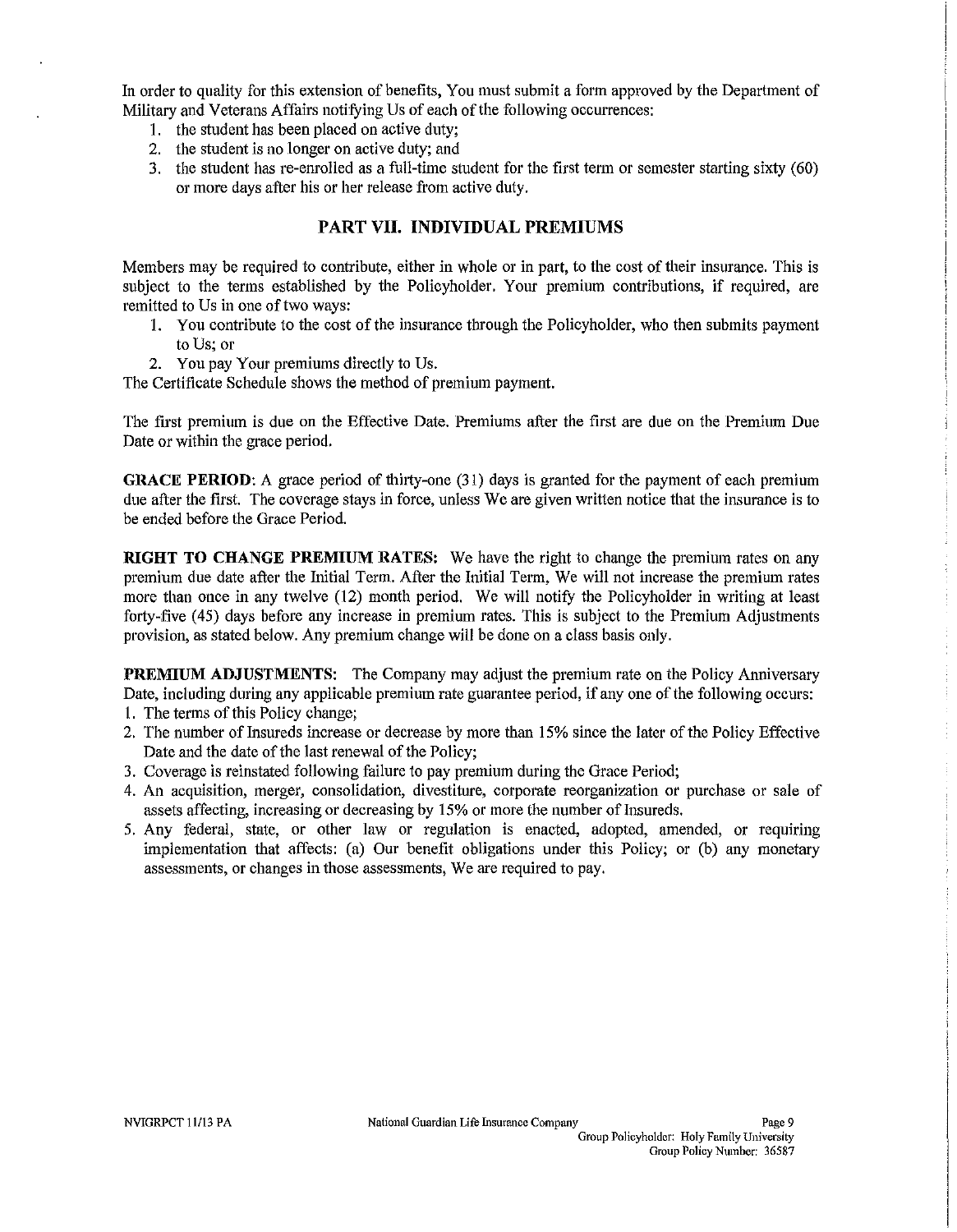In order to quality for this extension of benefits, You must submit a form approved by the Department of Military and Veterans Affairs notifying Us of each of the following occurrences:

1. the student has been placed on active duty;
2. the student is no longer on active duty; and
3. the student has re-enrolled as a full-time student for the first term or semester starting sixty (60) or more days after his or her release from active duty.

## PART VII. INDIVIDUAL PREMIUMS

Members may be required to contribute, either in whole or in part, to the cost of their insurance. This is subject to the terms established by the Policyholder. Your premium contributions, if required, are remitted to Us in one of two ways:

1. You contribute to the cost of the insurance through the Policyholder, who then submits payment to Us; or
2. You pay Your premiums directly to Us.

The Certificate Schedule shows the method of premium payment.

The first premium is due on the Effective Date. Premiums after the first are due on the Premium Due Date or within the grace period.

**GRACE PERIOD**: A grace period of thirty-one (31) days is granted for the payment of each premium due after the first. The coverage stays in force, unless We are given written notice that the insurance is to be ended before the Grace Period.

**RIGHT TO CHANGE PREMIUM RATES:** We have the right to change the premium rates on any premium due date after the Initial Term. After the Initial Term, We will not increase the premium rates more than once in any twelve (12) month period. We will notify the Policyholder in writing at least forty-five (45) days before any increase in premium rates. This is subject to the Premium Adjustments provision, as stated below. Any premium change will be done on a class basis only.

**PREMIUM ADJUSTMENTS:** The Company may adjust the premium rate on the Policy Anniversary Date, including during any applicable premium rate guarantee period, if any one of the following occurs:

1. The terms of this Policy change;
2. The number of Insureds increase or decrease by more than 15% since the later of the Policy Effective Date and the date of the last renewal of the Policy;
3. Coverage is reinstated following failure to pay premium during the Grace Period;
4. An acquisition, merger, consolidation, divestiture, corporate reorganization or purchase or sale of assets affecting, increasing or decreasing by 15% or more the number of Insureds.
5. Any federal, state, or other law or regulation is enacted, adopted, amended, or requiring implementation that affects: (a) Our benefit obligations under this Policy; or (b) any monetary assessments, or changes in those assessments, We are required to pay.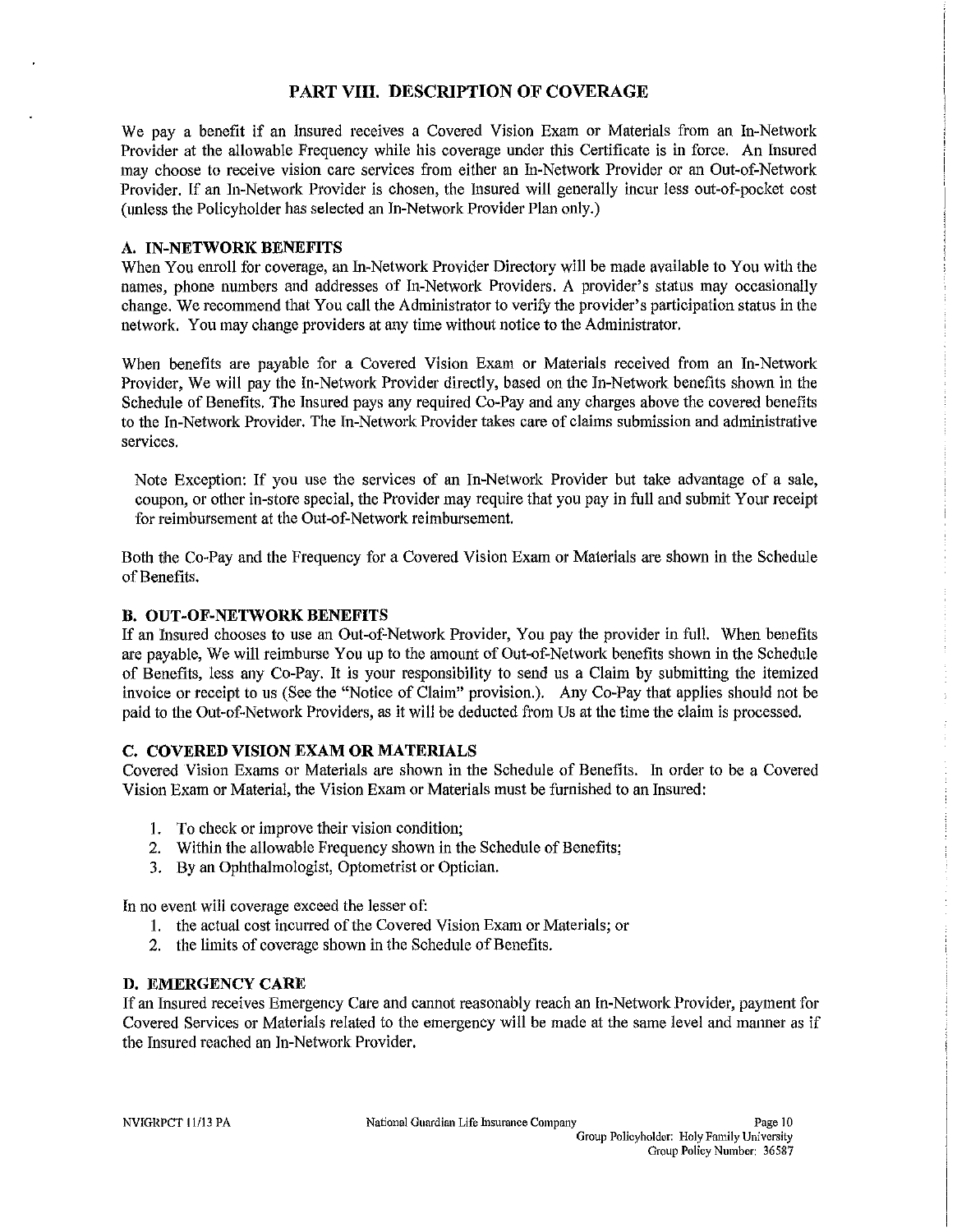# PART VIII. DESCRIPTION OF COVERAGE

We pay a benefit if an Insured receives a Covered Vision Exam or Materials from an In-Network Provider at the allowable Frequency while his coverage under this Certificate is in force. An Insured may choose to receive vision care services from either an In-Network Provider or an Out-of-Network Provider. If an In-Network Provider is chosen, the Insured will generally incur less out-of-pocket cost (unless the Policyholder has selected an In-Network Provider Plan only.)

## A. IN-NETWORK BENEFITS

When You enroll for coverage, an In-Network Provider Directory will be made available to You with the names, phone numbers and addresses of In-Network Providers. A provider's status may occasionally change. We recommend that You call the Administrator to verify the provider's participation status in the network. You may change providers at any time without notice to the Administrator.

When benefits are payable for a Covered Vision Exam or Materials received from an In-Network Provider, We will pay the In-Network Provider directly, based on the In-Network benefits shown in the Schedule of Benefits. The Insured pays any required Co-Pay and any charges above the covered benefits to the In-Network Provider. The In-Network Provider takes care of claims submission and administrative services.

Note Exception: If you use the services of an In-Network Provider but take advantage of a sale, coupon, or other in-store special, the Provider may require that you pay in full and submit Your receipt for reimbursement at the Out-of-Network reimbursement.

Both the Co-Pay and the Frequency for a Covered Vision Exam or Materials are shown in the Schedule of Benefits.

## B. OUT-OF-NETWORK BENEFITS

If an Insured chooses to use an Out-of-Network Provider, You pay the provider in full. When benefits are payable, We will reimburse You up to the amount of Out-of-Network benefits shown in the Schedule of Benefits, less any Co-Pay. It is your responsibility to send us a Claim by submitting the itemized invoice or receipt to us (See the "Notice of Claim" provision.). Any Co-Pay that applies should not be paid to the Out-of-Network Providers, as it will be deducted from Us at the time the claim is processed.

## C. COVERED VISION EXAM OR MATERIALS

Covered Vision Exams or Materials are shown in the Schedule of Benefits. In order to be a Covered Vision Exam or Material, the Vision Exam or Materials must be furnished to an Insured:

1. To check or improve their vision condition;
2. Within the allowable Frequency shown in the Schedule of Benefits;
3. By an Ophthalmologist, Optometrist or Optician.

In no event will coverage exceed the lesser of:

1. the actual cost incurred of the Covered Vision Exam or Materials; or
2. the limits of coverage shown in the Schedule of Benefits.

## D. EMERGENCY CARE

If an Insured receives Emergency Care and cannot reasonably reach an In-Network Provider, payment for Covered Services or Materials related to the emergency will be made at the same level and manner as if the Insured reached an In-Network Provider.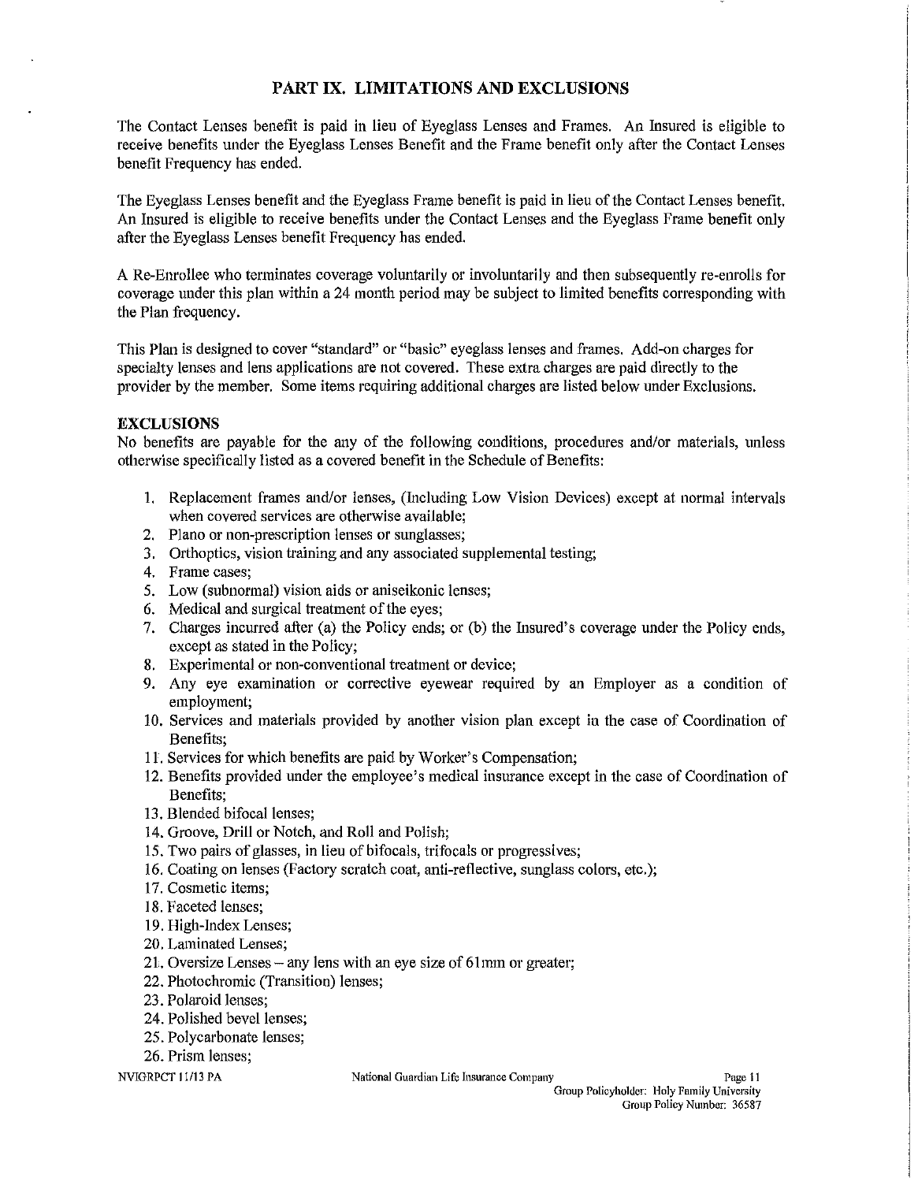# PART IX. LIMITATIONS AND EXCLUSIONS

The Contact Lenses benefit is paid in lieu of Eyeglass Lenses and Frames. An Insured is eligible to receive benefits under the Eyeglass Lenses Benefit and the Frame benefit only after the Contact Lenses benefit Frequency has ended.

The Eyeglass Lenses benefit and the Eyeglass Frame benefit is paid in lieu of the Contact Lenses benefit. An Insured is eligible to receive benefits under the Contact Lenses and the Eyeglass Frame benefit only after the Eyeglass Lenses benefit Frequency has ended.

A Re-Enrollee who terminates coverage voluntarily or involuntarily and then subsequently re-enrolls for coverage under this plan within a 24 month period may be subject to limited benefits corresponding with the Plan frequency.

This Plan is designed to cover "standard" or "basic" eyeglass lenses and frames. Add-on charges for specialty lenses and lens applications are not covered. These extra charges are paid directly to the provider by the member. Some items requiring additional charges are listed below under Exclusions.

**EXCLUSIONS**

No benefits are payable for the any of the following conditions, procedures and/or materials, unless otherwise specifically listed as a covered benefit in the Schedule of Benefits:

1. Replacement frames and/or lenses, (Including Low Vision Devices) except at normal intervals when covered services are otherwise available;
2. Plano or non-prescription lenses or sunglasses;
3. Orthoptics, vision training and any associated supplemental testing;
4. Frame cases;
5. Low (subnormal) vision aids or aniseikonic lenses;
6. Medical and surgical treatment of the eyes;
7. Charges incurred after (a) the Policy ends; or (b) the Insured's coverage under the Policy ends, except as stated in the Policy;
8. Experimental or non-conventional treatment or device;
9. Any eye examination or corrective eyewear required by an Employer as a condition of employment;
10. Services and materials provided by another vision plan except in the case of Coordination of Benefits;
11. Services for which benefits are paid by Worker's Compensation;
12. Benefits provided under the employee's medical insurance except in the case of Coordination of Benefits;
13. Blended bifocal lenses;
14. Groove, Drill or Notch, and Roll and Polish;
15. Two pairs of glasses, in lieu of bifocals, trifocals or progressives;
16. Coating on lenses (Factory scratch coat, anti-reflective, sunglass colors, etc.);
17. Cosmetic items;
18. Faceted lenses;
19. High-Index Lenses;
20. Laminated Lenses;
21. Oversize Lenses – any lens with an eye size of 61mm or greater;
22. Photochromic (Transition) lenses;
23. Polaroid lenses;
24. Polished bevel lenses;
25. Polycarbonate lenses;
26. Prism lenses;

NVIGRPCT 11/13 PA National Guardian Life Insurance Company

Group Policyholder: Holy Family University
Group Policy Number: 36587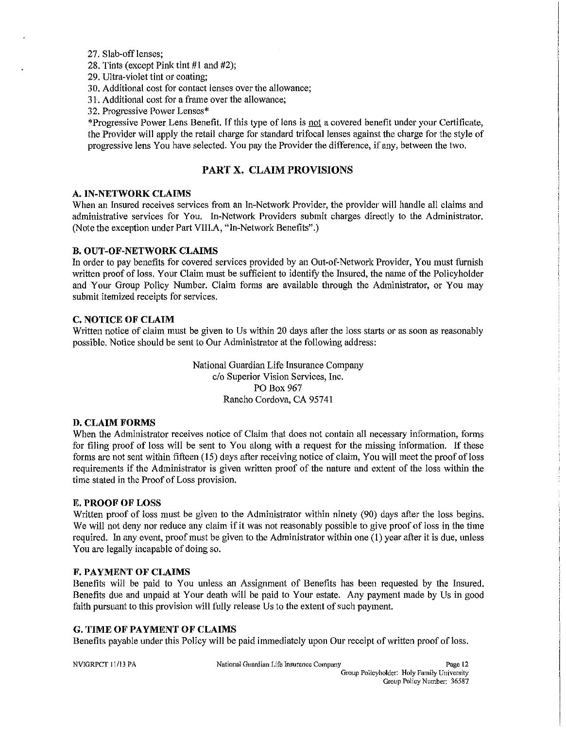27. Slab-off lenses;
28. Tints (except Pink tint #1 and #2);
29. Ultra-violet tint or coating;
30. Additional cost for contact lenses over the allowance;
31. Additional cost for a frame over the allowance;
32. Progressive Power Lenses*

*Progressive Power Lens Benefit. If this type of lens is not a covered benefit under your Certificate, the Provider will apply the retail charge for standard trifocal lenses against the charge for the style of progressive lens You have selected. You pay the Provider the difference, if any, between the two.

## PART X. CLAIM PROVISIONS

### A. IN-NETWORK CLAIMS

When an Insured receives services from an In-Network Provider, the provider will handle all claims and administrative services for You. In-Network Providers submit charges directly to the Administrator. (Note the exception under Part VIII.A, "In-Network Benefits".)

### B. OUT-OF-NETWORK CLAIMS

In order to pay benefits for covered services provided by an Out-of-Network Provider, You must furnish written proof of loss. Your Claim must be sufficient to identify the Insured, the name of the Policyholder and Your Group Policy Number. Claim forms are available through the Administrator, or You may submit itemized receipts for services.

### C. NOTICE OF CLAIM

Written notice of claim must be given to Us within 20 days after the loss starts or as soon as reasonably possible. Notice should be sent to Our Administrator at the following address:

National Guardian Life Insurance Company
c/o Superior Vision Services, Inc.
PO Box 967
Rancho Cordova, CA 95741

### D. CLAIM FORMS

When the Administrator receives notice of Claim that does not contain all necessary information, forms for filing proof of loss will be sent to You along with a request for the missing information. If these forms are not sent within fifteen (15) days after receiving notice of claim, You will meet the proof of loss requirements if the Administrator is given written proof of the nature and extent of the loss within the time stated in the Proof of Loss provision.

### E. PROOF OF LOSS

Written proof of loss must be given to the Administrator within ninety (90) days after the loss begins. We will not deny nor reduce any claim if it was not reasonably possible to give proof of loss in the time required. In any event, proof must be given to the Administrator within one (1) year after it is due, unless You are legally incapable of doing so.

### F. PAYMENT OF CLAIMS

Benefits will be paid to You unless an Assignment of Benefits has been requested by the Insured. Benefits due and unpaid at Your death will be paid to Your estate. Any payment made by Us in good faith pursuant to this provision will fully release Us to the extent of such payment.

### G. TIME OF PAYMENT OF CLAIMS

Benefits payable under this Policy will be paid immediately upon Our receipt of written proof of loss.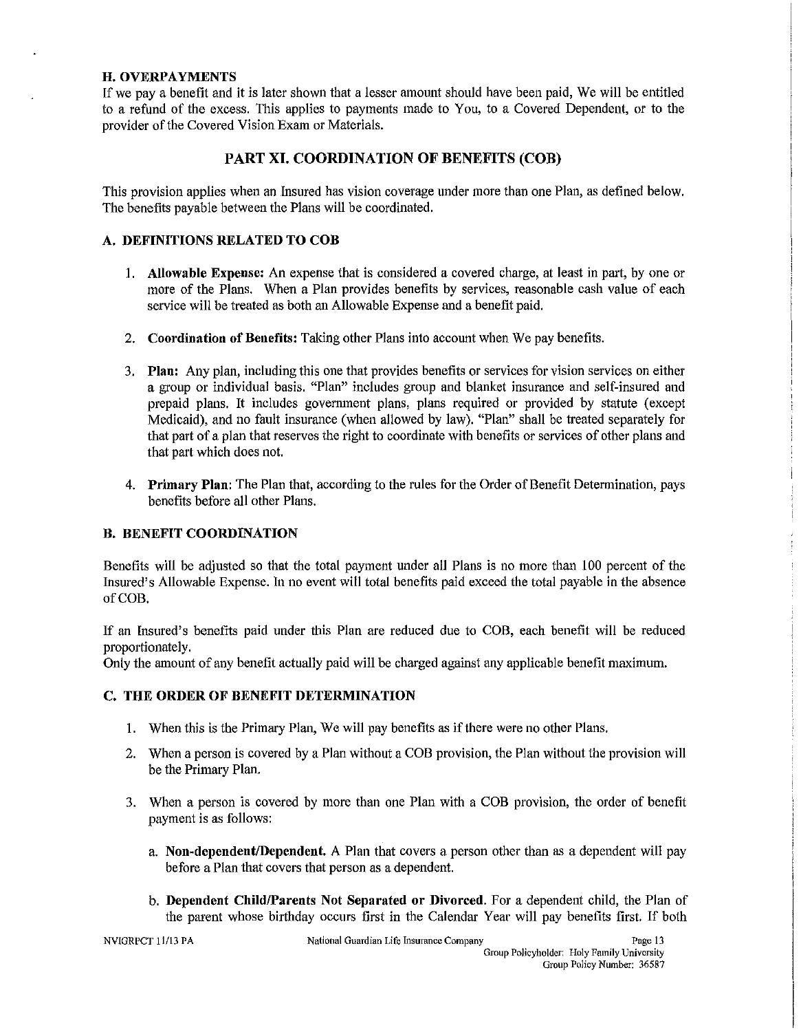### H. OVERPAYMENTS

If we pay a benefit and it is later shown that a lesser amount should have been paid, We will be entitled to a refund of the excess. This applies to payments made to You, to a Covered Dependent, or to the provider of the Covered Vision Exam or Materials.

## PART XI. COORDINATION OF BENEFITS (COB)

This provision applies when an Insured has vision coverage under more than one Plan, as defined below. The benefits payable between the Plans will be coordinated.

### A. DEFINITIONS RELATED TO COB

1. **Allowable Expense:** An expense that is considered a covered charge, at least in part, by one or more of the Plans. When a Plan provides benefits by services, reasonable cash value of each service will be treated as both an Allowable Expense and a benefit paid.

2. **Coordination of Benefits:** Taking other Plans into account when We pay benefits.

3. **Plan:** Any plan, including this one that provides benefits or services for vision services on either a group or individual basis. "Plan" includes group and blanket insurance and self-insured and prepaid plans. It includes government plans, plans required or provided by statute (except Medicaid), and no fault insurance (when allowed by law). "Plan" shall be treated separately for that part of a plan that reserves the right to coordinate with benefits or services of other plans and that part which does not.

4. **Primary Plan:** The Plan that, according to the rules for the Order of Benefit Determination, pays benefits before all other Plans.

### B. BENEFIT COORDINATION

Benefits will be adjusted so that the total payment under all Plans is no more than 100 percent of the Insured's Allowable Expense. In no event will total benefits paid exceed the total payable in the absence of COB.

If an Insured's benefits paid under this Plan are reduced due to COB, each benefit will be reduced proportionately.
Only the amount of any benefit actually paid will be charged against any applicable benefit maximum.

### C. THE ORDER OF BENEFIT DETERMINATION

1. When this is the Primary Plan, We will pay benefits as if there were no other Plans.

2. When a person is covered by a Plan without a COB provision, the Plan without the provision will be the Primary Plan.

3. When a person is covered by more than one Plan with a COB provision, the order of benefit payment is as follows:

   a. **Non-dependent/Dependent.** A Plan that covers a person other than as a dependent will pay before a Plan that covers that person as a dependent.

   b. **Dependent Child/Parents Not Separated or Divorced.** For a dependent child, the Plan of the parent whose birthday occurs first in the Calendar Year will pay benefits first. If both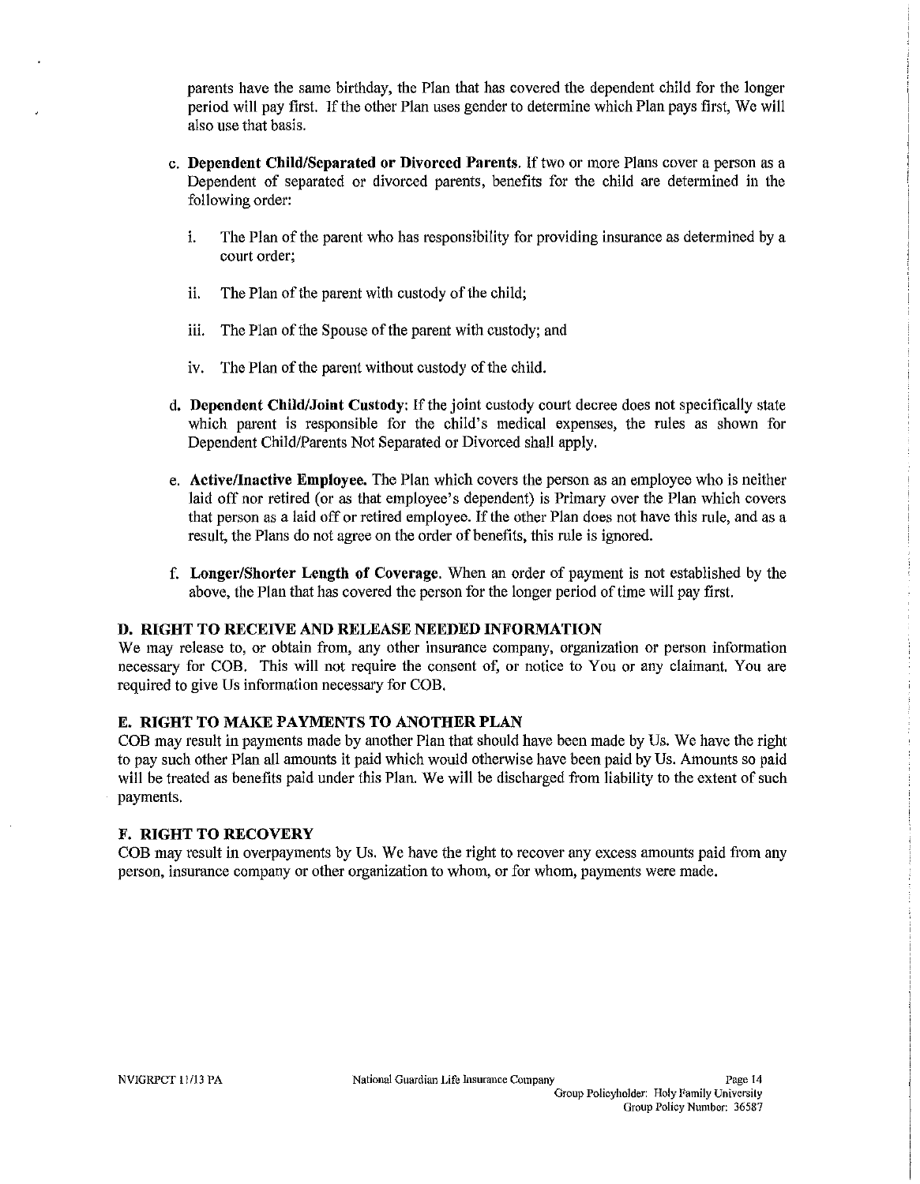parents have the same birthday, the Plan that has covered the dependent child for the longer period will pay first. If the other Plan uses gender to determine which Plan pays first, We will also use that basis.

c. **Dependent Child/Separated or Divorced Parents.** If two or more Plans cover a person as a Dependent of separated or divorced parents, benefits for the child are determined in the following order:

   i. The Plan of the parent who has responsibility for providing insurance as determined by a court order;

   ii. The Plan of the parent with custody of the child;

   iii. The Plan of the Spouse of the parent with custody; and

   iv. The Plan of the parent without custody of the child.

d. **Dependent Child/Joint Custody:** If the joint custody court decree does not specifically state which parent is responsible for the child's medical expenses, the rules as shown for Dependent Child/Parents Not Separated or Divorced shall apply.

e. **Active/Inactive Employee.** The Plan which covers the person as an employee who is neither laid off nor retired (or as that employee's dependent) is Primary over the Plan which covers that person as a laid off or retired employee. If the other Plan does not have this rule, and as a result, the Plans do not agree on the order of benefits, this rule is ignored.

f. **Longer/Shorter Length of Coverage.** When an order of payment is not established by the above, the Plan that has covered the person for the longer period of time will pay first.

### D. RIGHT TO RECEIVE AND RELEASE NEEDED INFORMATION

We may release to, or obtain from, any other insurance company, organization or person information necessary for COB. This will not require the consent of, or notice to You or any claimant. You are required to give Us information necessary for COB.

### E. RIGHT TO MAKE PAYMENTS TO ANOTHER PLAN

COB may result in payments made by another Plan that should have been made by Us. We have the right to pay such other Plan all amounts it paid which would otherwise have been paid by Us. Amounts so paid will be treated as benefits paid under this Plan. We will be discharged from liability to the extent of such payments.

### F. RIGHT TO RECOVERY

COB may result in overpayments by Us. We have the right to recover any excess amounts paid from any person, insurance company or other organization to whom, or for whom, payments were made.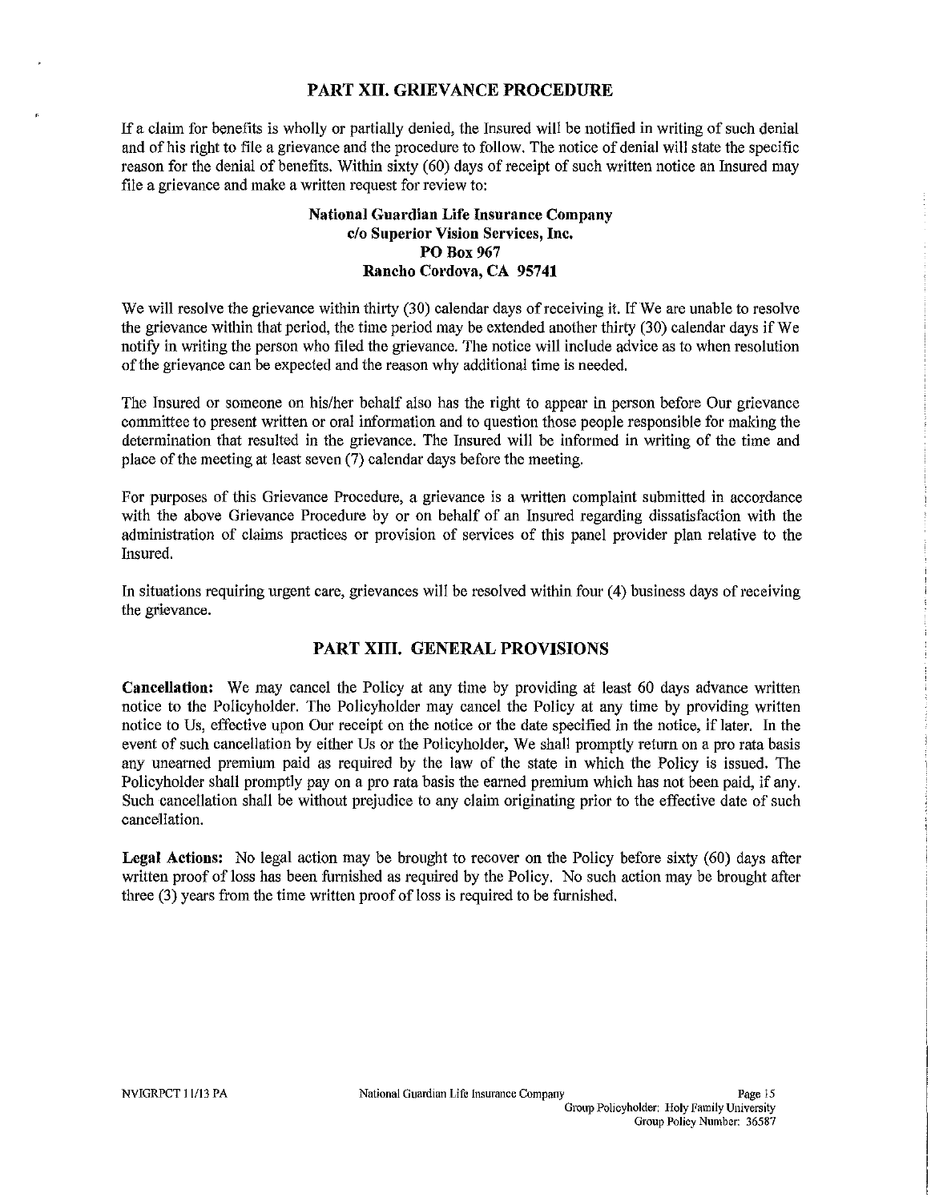## PART XII. GRIEVANCE PROCEDURE

If a claim for benefits is wholly or partially denied, the Insured will be notified in writing of such denial and of his right to file a grievance and the procedure to follow. The notice of denial will state the specific reason for the denial of benefits. Within sixty (60) days of receipt of such written notice an Insured may file a grievance and make a written request for review to:

**National Guardian Life Insurance Company**
**c/o Superior Vision Services, Inc.**
**PO Box 967**
**Rancho Cordova, CA 95741**

We will resolve the grievance within thirty (30) calendar days of receiving it. If We are unable to resolve the grievance within that period, the time period may be extended another thirty (30) calendar days if We notify in writing the person who filed the grievance. The notice will include advice as to when resolution of the grievance can be expected and the reason why additional time is needed.

The Insured or someone on his/her behalf also has the right to appear in person before Our grievance committee to present written or oral information and to question those people responsible for making the determination that resulted in the grievance. The Insured will be informed in writing of the time and place of the meeting at least seven (7) calendar days before the meeting.

For purposes of this Grievance Procedure, a grievance is a written complaint submitted in accordance with the above Grievance Procedure by or on behalf of an Insured regarding dissatisfaction with the administration of claims practices or provision of services of this panel provider plan relative to the Insured.

In situations requiring urgent care, grievances will be resolved within four (4) business days of receiving the grievance.

## PART XIII. GENERAL PROVISIONS

**Cancellation:** We may cancel the Policy at any time by providing at least 60 days advance written notice to the Policyholder. The Policyholder may cancel the Policy at any time by providing written notice to Us, effective upon Our receipt on the notice or the date specified in the notice, if later. In the event of such cancellation by either Us or the Policyholder, We shall promptly return on a pro rata basis any unearned premium paid as required by the law of the state in which the Policy is issued. The Policyholder shall promptly pay on a pro rata basis the earned premium which has not been paid, if any. Such cancellation shall be without prejudice to any claim originating prior to the effective date of such cancellation.

**Legal Actions:** No legal action may be brought to recover on the Policy before sixty (60) days after written proof of loss has been furnished as required by the Policy. No such action may be brought after three (3) years from the time written proof of loss is required to be furnished.